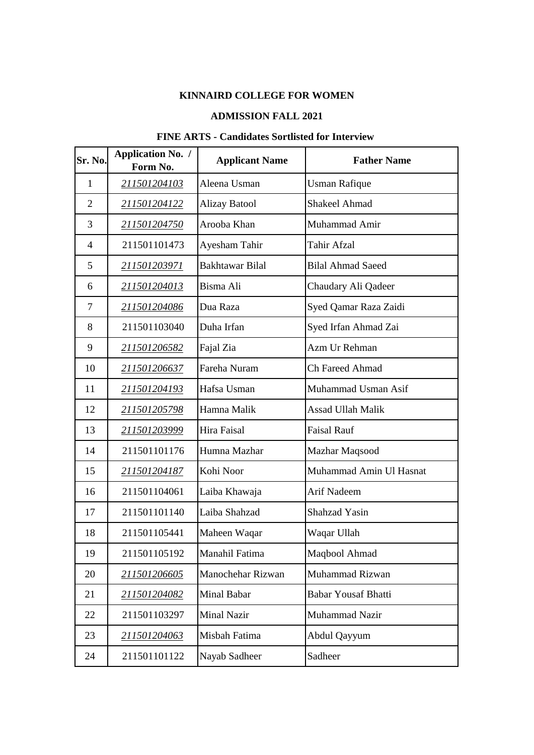**KINNAIRD COLLEGE FOR WOMEN**

**ADMISSION FALL 2021**

**FINE ARTS - Candidates Sortlisted for Interview**

| Sr. No. | Application No. / Form No. | Applicant Name | Father Name |
|---|---|---|---|
| 1 | *211501204103* | Aleena Usman | Usman Rafique |
| 2 | *211501204122* | Alizay Batool | Shakeel Ahmad |
| 3 | *211501204750* | Arooba Khan | Muhammad Amir |
| 4 | 211501101473 | Ayesham Tahir | Tahir Afzal |
| 5 | *211501203971* | Bakhtawar Bilal | Bilal Ahmad Saeed |
| 6 | *211501204013* | Bisma Ali | Chaudary Ali Qadeer |
| 7 | *211501204086* | Dua Raza | Syed Qamar Raza Zaidi |
| 8 | 211501103040 | Duha Irfan | Syed Irfan Ahmad Zai |
| 9 | *211501206582* | Fajal Zia | Azm Ur Rehman |
| 10 | *211501206637* | Fareha Nuram | Ch Fareed Ahmad |
| 11 | *211501204193* | Hafsa Usman | Muhammad Usman Asif |
| 12 | *211501205798* | Hamna Malik | Assad Ullah Malik |
| 13 | *211501203999* | Hira Faisal | Faisal Rauf |
| 14 | 211501101176 | Humna Mazhar | Mazhar Maqsood |
| 15 | *211501204187* | Kohi Noor | Muhammad Amin Ul Hasnat |
| 16 | 211501104061 | Laiba Khawaja | Arif Nadeem |
| 17 | 211501101140 | Laiba Shahzad | Shahzad Yasin |
| 18 | 211501105441 | Maheen Waqar | Waqar Ullah |
| 19 | 211501105192 | Manahil Fatima | Maqbool Ahmad |
| 20 | *211501206605* | Manochehar Rizwan | Muhammad Rizwan |
| 21 | *211501204082* | Minal Babar | Babar Yousaf Bhatti |
| 22 | 211501103297 | Minal Nazir | Muhammad Nazir |
| 23 | *211501204063* | Misbah Fatima | Abdul Qayyum |
| 24 | 211501101122 | Nayab Sadheer | Sadheer |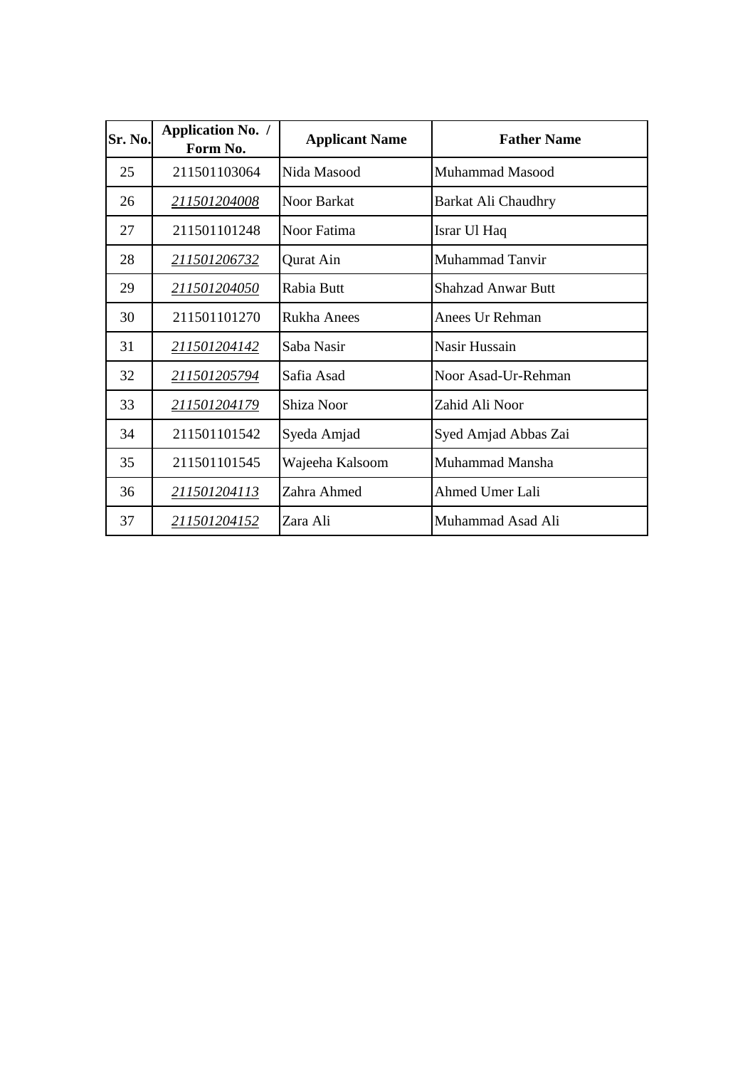| Sr. No. | Application No. / Form No. | Applicant Name | Father Name |
|---|---|---|---|
| 25 | 211501103064 | Nida Masood | Muhammad Masood |
| 26 | *211501204008* | Noor Barkat | Barkat Ali Chaudhry |
| 27 | 211501101248 | Noor Fatima | Israr Ul Haq |
| 28 | *211501206732* | Qurat Ain | Muhammad Tanvir |
| 29 | *211501204050* | Rabia Butt | Shahzad Anwar Butt |
| 30 | 211501101270 | Rukha Anees | Anees Ur Rehman |
| 31 | *211501204142* | Saba Nasir | Nasir Hussain |
| 32 | *211501205794* | Safia Asad | Noor Asad-Ur-Rehman |
| 33 | *211501204179* | Shiza Noor | Zahid Ali Noor |
| 34 | 211501101542 | Syeda Amjad | Syed Amjad Abbas Zai |
| 35 | 211501101545 | Wajeeha Kalsoom | Muhammad Mansha |
| 36 | *211501204113* | Zahra Ahmed | Ahmed Umer Lali |
| 37 | *211501204152* | Zara Ali | Muhammad Asad Ali |